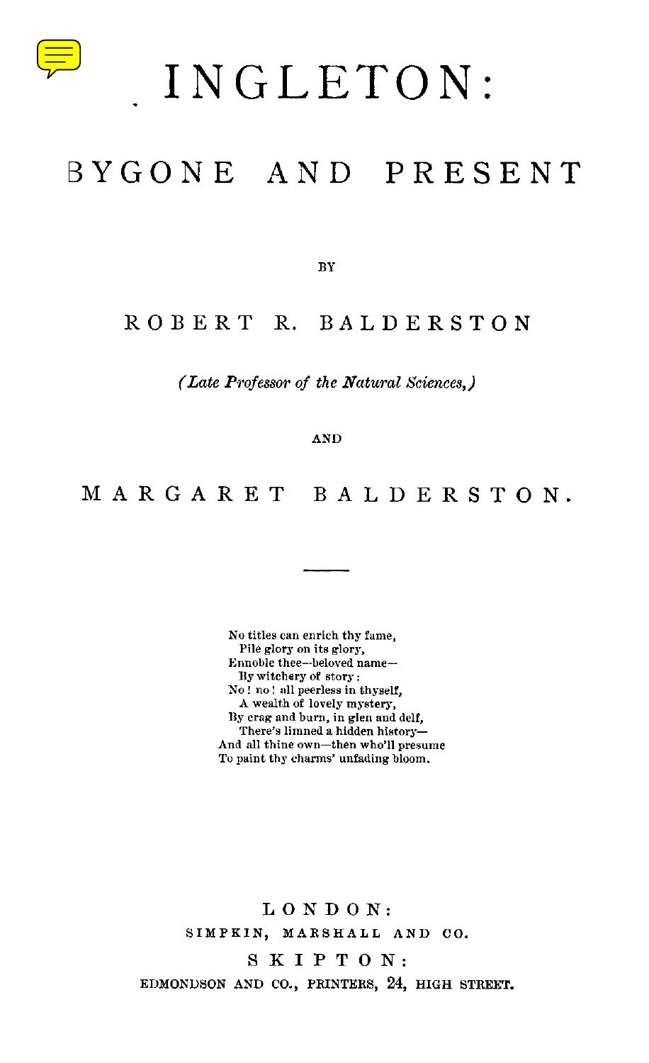# INGLETON:

## BYGONE AND PRESENT

BY

ROBERT R. BALDERSTON

*(Late Professor of the Natural Sciences,)*

AND

MARGARET BALDERSTON.

---

No titles can enrich thy fame,
  Pile glory on its glory,
Ennoble thee—beloved name—
  By witchery of story:
No! no! all peerless in thyself,
  A wealth of lovely mystery,
By crag and burn, in glen and delf,
  There's limned a hidden history—
And all thine own—then who'll presume
To paint thy charms' unfading bloom.

LONDON:
SIMPKIN, MARSHALL AND CO.
SKIPTON:
EDMONDSON AND CO., PRINTERS, 24, HIGH STREET.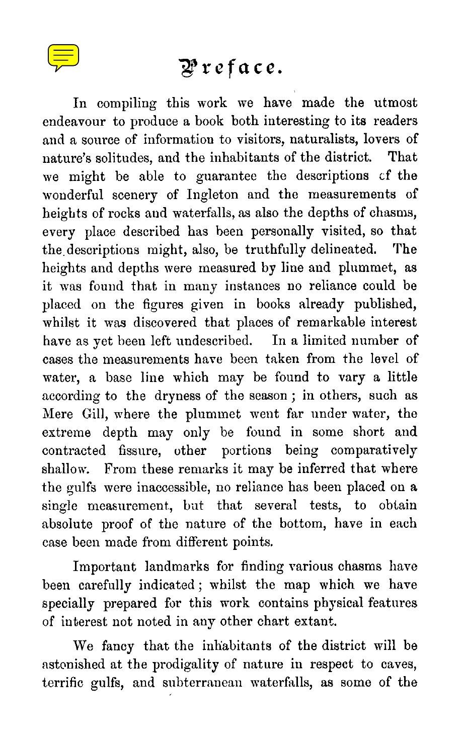# Preface.

In compiling this work we have made the utmost endeavour to produce a book both interesting to its readers and a source of information to visitors, naturalists, lovers of nature's solitudes, and the inhabitants of the district. That we might be able to guarantee the descriptions of the wonderful scenery of Ingleton and the measurements of heights of rocks and waterfalls, as also the depths of chasms, every place described has been personally visited, so that the descriptions might, also, be truthfully delineated. The heights and depths were measured by line and plummet, as it was found that in many instances no reliance could be placed on the figures given in books already published, whilst it was discovered that places of remarkable interest have as yet been left undescribed. In a limited number of cases the measurements have been taken from the level of water, a base line which may be found to vary a little according to the dryness of the season; in others, such as Mere Gill, where the plummet went far under water, the extreme depth may only be found in some short and contracted fissure, other portions being comparatively shallow. From these remarks it may be inferred that where the gulfs were inaccessible, no reliance has been placed on a single measurement, but that several tests, to obtain absolute proof of the nature of the bottom, have in each case been made from different points.

Important landmarks for finding various chasms have been carefully indicated; whilst the map which we have specially prepared for this work contains physical features of interest not noted in any other chart extant.

We fancy that the inhabitants of the district will be astonished at the prodigality of nature in respect to caves, terrific gulfs, and subterranean waterfalls, as some of the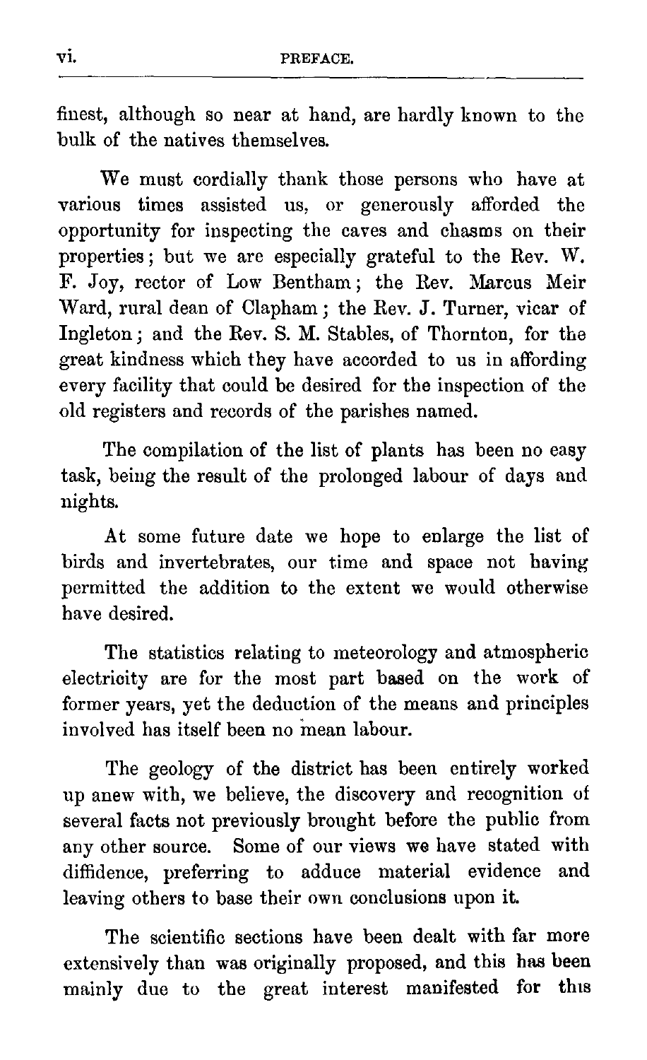finest, although so near at hand, are hardly known to the bulk of the natives themselves.

We must cordially thank those persons who have at various times assisted us, or generously afforded the opportunity for inspecting the caves and chasms on their properties; but we are especially grateful to the Rev. W. F. Joy, rector of Low Bentham; the Rev. Marcus Meir Ward, rural dean of Clapham; the Rev. J. Turner, vicar of Ingleton; and the Rev. S. M. Stables, of Thornton, for the great kindness which they have accorded to us in affording every facility that could be desired for the inspection of the old registers and records of the parishes named.

The compilation of the list of plants has been no easy task, being the result of the prolonged labour of days and nights.

At some future date we hope to enlarge the list of birds and invertebrates, our time and space not having permitted the addition to the extent we would otherwise have desired.

The statistics relating to meteorology and atmospheric electricity are for the most part based on the work of former years, yet the deduction of the means and principles involved has itself been no mean labour.

The geology of the district has been entirely worked up anew with, we believe, the discovery and recognition of several facts not previously brought before the public from any other source. Some of our views we have stated with diffidence, preferring to adduce material evidence and leaving others to base their own conclusions upon it.

The scientific sections have been dealt with far more extensively than was originally proposed, and this has been mainly due to the great interest manifested for this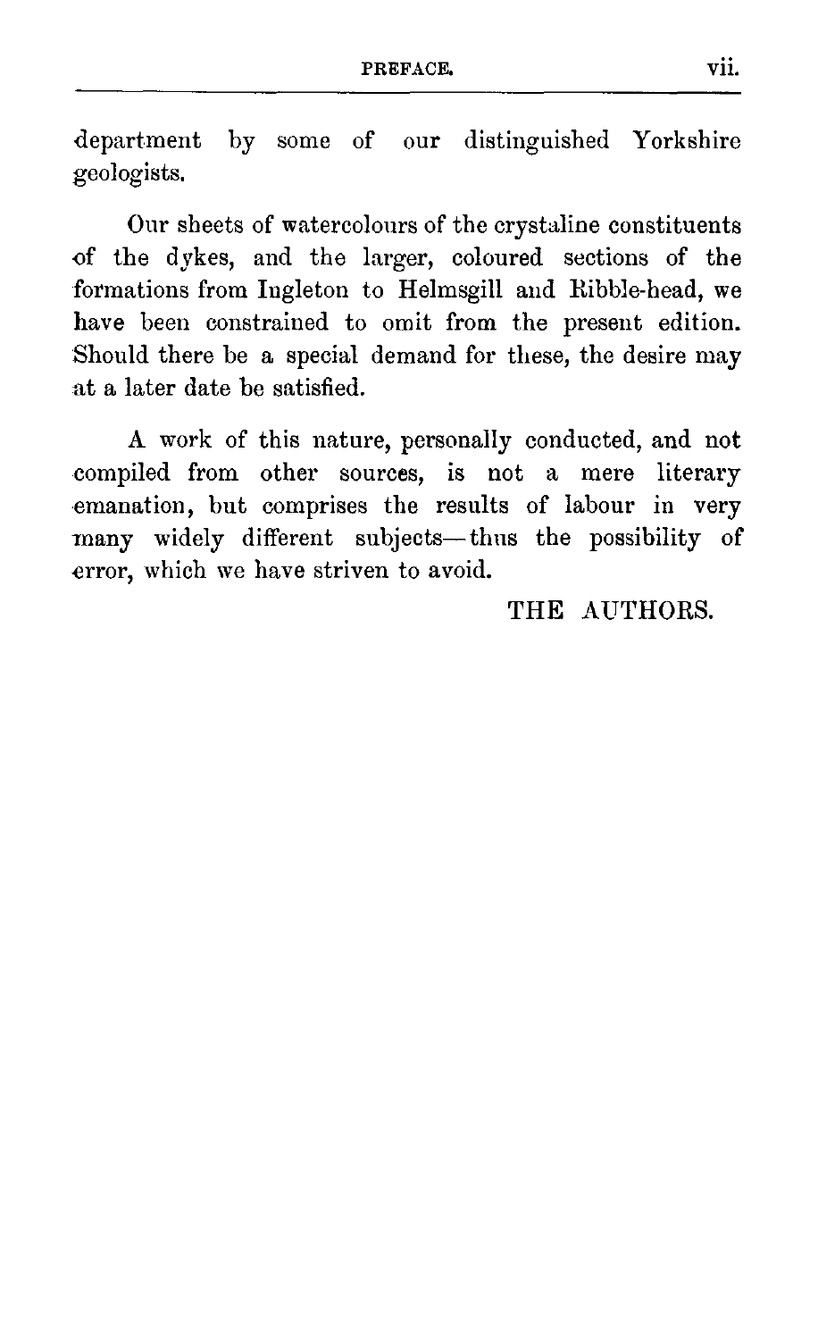department by some of our distinguished Yorkshire geologists.

Our sheets of watercolours of the crystaline constituents of the dykes, and the larger, coloured sections of the formations from Ingleton to Helmsgill and Ribble-head, we have been constrained to omit from the present edition. Should there be a special demand for these, the desire may at a later date be satisfied.

A work of this nature, personally conducted, and not compiled from other sources, is not a mere literary emanation, but comprises the results of labour in very many widely different subjects—thus the possibility of error, which we have striven to avoid.

THE AUTHORS.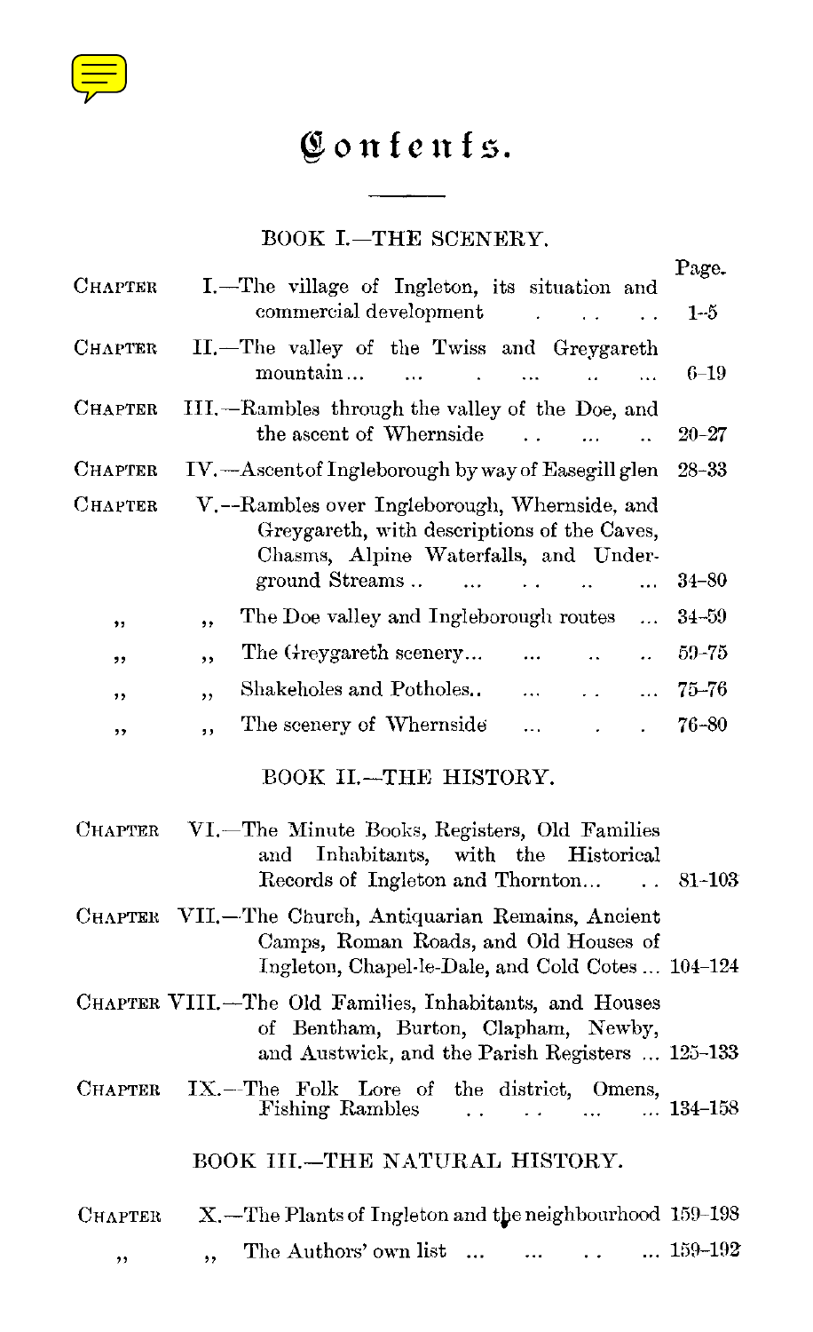# Contents.

## BOOK I.—THE SCENERY.

| | | Page. |
|---|---|---|
| CHAPTER | I.—The village of Ingleton, its situation and commercial development | 1–5 |
| CHAPTER | II.—The valley of the Twiss and Greygareth mountain... | 6–19 |
| CHAPTER | III.—Rambles through the valley of the Doe, and the ascent of Whernside | 20–27 |
| CHAPTER | IV.—Ascent of Ingleborough by way of Easegill glen | 28–33 |
| CHAPTER | V.—Rambles over Ingleborough, Whernside, and Greygareth, with descriptions of the Caves, Chasms, Alpine Waterfalls, and Underground Streams .. | 34–80 |
| ,, | ,, The Doe valley and Ingleborough routes | 34–59 |
| ,, | ,, The Greygareth scenery... | 59–75 |
| ,, | ,, Shakeholes and Potholes.. | 75–76 |
| ,, | ,, The scenery of Whernside | 76–80 |

## BOOK II.—THE HISTORY.

| | | |
|---|---|---|
| CHAPTER | VI.—The Minute Books, Registers, Old Families and Inhabitants, with the Historical Records of Ingleton and Thornton... | 81–103 |
| CHAPTER | VII.—The Church, Antiquarian Remains, Ancient Camps, Roman Roads, and Old Houses of Ingleton, Chapel-le-Dale, and Cold Cotes ... | 104–124 |
| CHAPTER | VIII.—The Old Families, Inhabitants, and Houses of Bentham, Burton, Clapham, Newby, and Austwick, and the Parish Registers ... | 125–133 |
| CHAPTER | IX.—The Folk Lore of the district, Omens, Fishing Rambles | 134–158 |

## BOOK III.—THE NATURAL HISTORY.

| | | |
|---|---|---|
| CHAPTER | X.—The Plants of Ingleton and the neighbourhood | 159–198 |
| ,, | ,, The Authors' own list ... | 159–192 |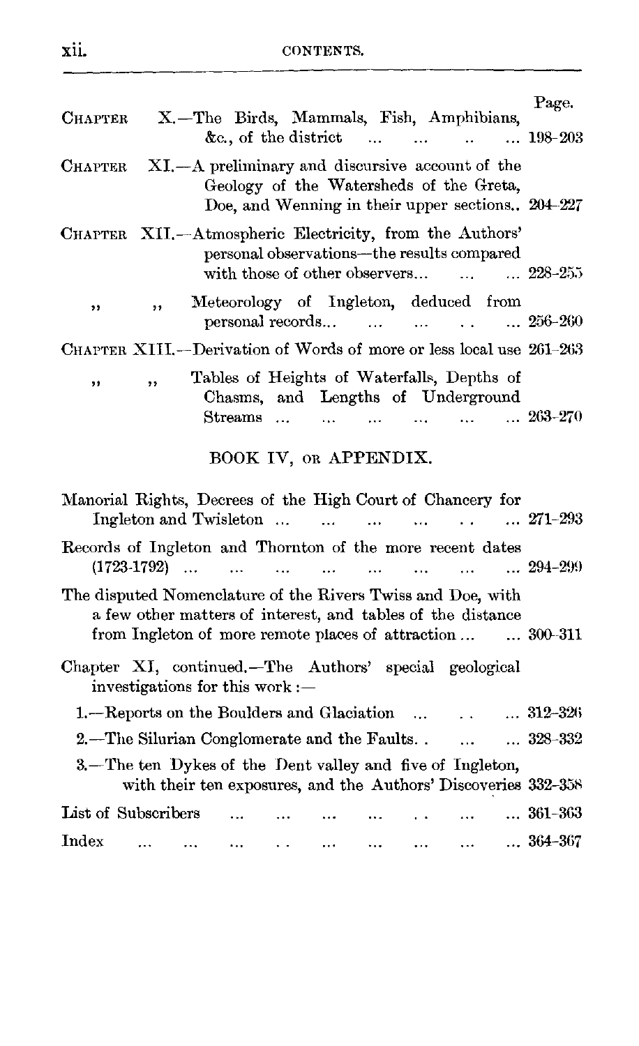| | | Page. |
|---|---|---|
| CHAPTER | X.—The Birds, Mammals, Fish, Amphibians, &c., of the district | 198-203 |
| CHAPTER | XI.—A preliminary and discursive account of the Geology of the Watersheds of the Greta, Doe, and Wenning in their upper sections | 204-227 |
| CHAPTER | XII.—Atmospheric Electricity, from the Authors' personal observations—the results compared with those of other observers | 228-255 |
| ,, | ,, Meteorology of Ingleton, deduced from personal records | 256-260 |
| CHAPTER | XIII.—Derivation of Words of more or less local use | 261-263 |
| ,, | ,, Tables of Heights of Waterfalls, Depths of Chasms, and Lengths of Underground Streams | 263-270 |

## BOOK IV, OR APPENDIX.

| | Page. |
|---|---|
| Manorial Rights, Decrees of the High Court of Chancery for Ingleton and Twisleton | 271-293 |
| Records of Ingleton and Thornton of the more recent dates (1723-1792) | 294-299 |
| The disputed Nomenclature of the Rivers Twiss and Doe, with a few other matters of interest, and tables of the distance from Ingleton of more remote places of attraction | 300-311 |
| Chapter XI, continued.—The Authors' special geological investigations for this work :— | |
| 1.—Reports on the Boulders and Glaciation | 312-326 |
| 2.—The Silurian Conglomerate and the Faults. | 328-332 |
| 3.—The ten Dykes of the Dent valley and five of Ingleton, with their ten exposures, and the Authors' Discoveries | 332-358 |
| List of Subscribers | 361-363 |
| Index | 364-367 |